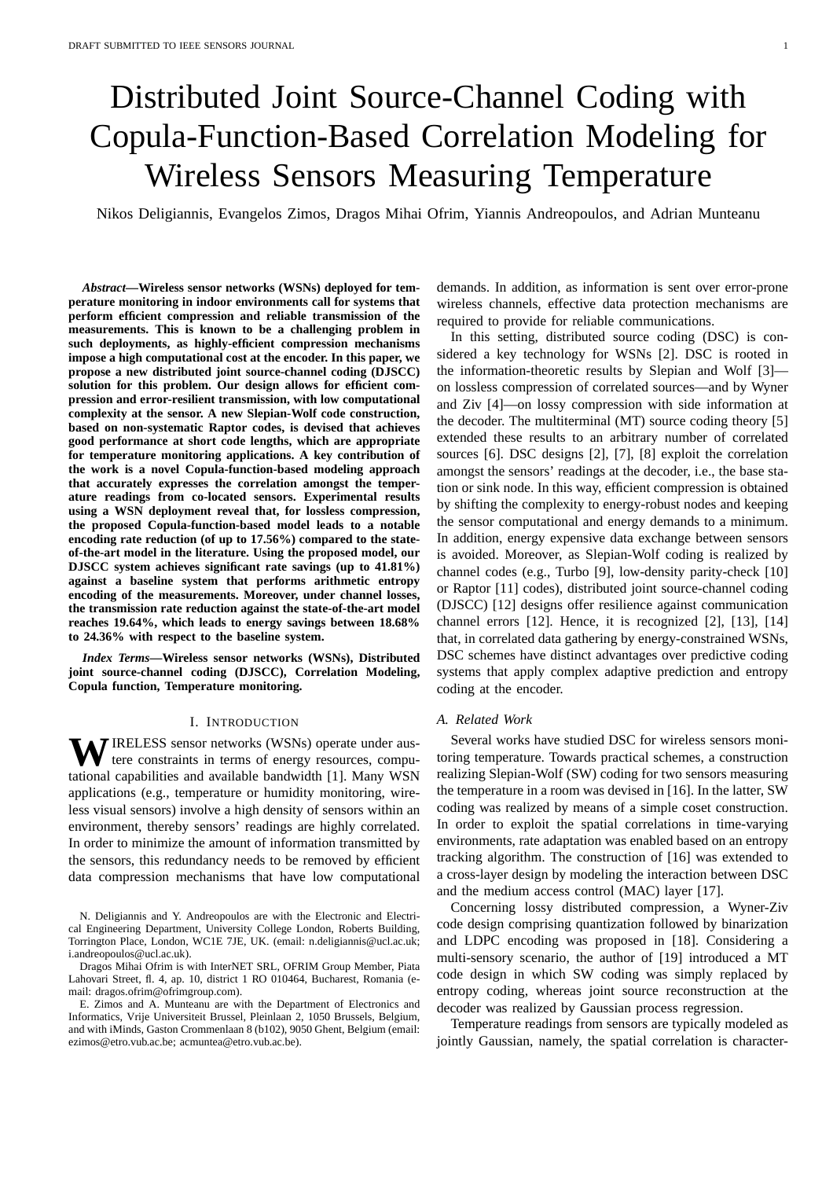# Distributed Joint Source-Channel Coding with Copula-Function-Based Correlation Modeling for Wireless Sensors Measuring Temperature

Nikos Deligiannis, Evangelos Zimos, Dragos Mihai Ofrim, Yiannis Andreopoulos, and Adrian Munteanu

***Abstract*—Wireless sensor networks (WSNs) deployed for temperature monitoring in indoor environments call for systems that perform efficient compression and reliable transmission of the measurements. This is known to be a challenging problem in such deployments, as highly-efficient compression mechanisms impose a high computational cost at the encoder. In this paper, we propose a new distributed joint source-channel coding (DJSCC) solution for this problem. Our design allows for efficient compression and error-resilient transmission, with low computational complexity at the sensor. A new Slepian-Wolf code construction, based on non-systematic Raptor codes, is devised that achieves good performance at short code lengths, which are appropriate for temperature monitoring applications. A key contribution of the work is a novel Copula-function-based modeling approach that accurately expresses the correlation amongst the temperature readings from co-located sensors. Experimental results using a WSN deployment reveal that, for lossless compression, the proposed Copula-function-based model leads to a notable encoding rate reduction (of up to 17.56%) compared to the state-of-the-art model in the literature. Using the proposed model, our DJSCC system achieves significant rate savings (up to 41.81%) against a baseline system that performs arithmetic entropy encoding of the measurements. Moreover, under channel losses, the transmission rate reduction against the state-of-the-art model reaches 19.64%, which leads to energy savings between 18.68% to 24.36% with respect to the baseline system.**

***Index Terms*—Wireless sensor networks (WSNs), Distributed joint source-channel coding (DJSCC), Correlation Modeling, Copula function, Temperature monitoring.**

## I. Introduction

Wireless sensor networks (WSNs) operate under austere constraints in terms of energy resources, computational capabilities and available bandwidth [1]. Many WSN applications (e.g., temperature or humidity monitoring, wireless visual sensors) involve a high density of sensors within an environment, thereby sensors' readings are highly correlated. In order to minimize the amount of information transmitted by the sensors, this redundancy needs to be removed by efficient data compression mechanisms that have low computational demands. In addition, as information is sent over error-prone wireless channels, effective data protection mechanisms are required to provide for reliable communications.

In this setting, distributed source coding (DSC) is considered a key technology for WSNs [2]. DSC is rooted in the information-theoretic results by Slepian and Wolf [3]—on lossless compression of correlated sources—and by Wyner and Ziv [4]—on lossy compression with side information at the decoder. The multiterminal (MT) source coding theory [5] extended these results to an arbitrary number of correlated sources [6]. DSC designs [2], [7], [8] exploit the correlation amongst the sensors' readings at the decoder, i.e., the base station or sink node. In this way, efficient compression is obtained by shifting the complexity to energy-robust nodes and keeping the sensor computational and energy demands to a minimum. In addition, energy expensive data exchange between sensors is avoided. Moreover, as Slepian-Wolf coding is realized by channel codes (e.g., Turbo [9], low-density parity-check [10] or Raptor [11] codes), distributed joint source-channel coding (DJSCC) [12] designs offer resilience against communication channel errors [12]. Hence, it is recognized [2], [13], [14] that, in correlated data gathering by energy-constrained WSNs, DSC schemes have distinct advantages over predictive coding systems that apply complex adaptive prediction and entropy coding at the encoder.

### *A. Related Work*

Several works have studied DSC for wireless sensors monitoring temperature. Towards practical schemes, a construction realizing Slepian-Wolf (SW) coding for two sensors measuring the temperature in a room was devised in [16]. In the latter, SW coding was realized by means of a simple coset construction. In order to exploit the spatial correlations in time-varying environments, rate adaptation was enabled based on an entropy tracking algorithm. The construction of [16] was extended to a cross-layer design by modeling the interaction between DSC and the medium access control (MAC) layer [17].

Concerning lossy distributed compression, a Wyner-Ziv code design comprising quantization followed by binarization and LDPC encoding was proposed in [18]. Considering a multi-sensory scenario, the author of [19] introduced a MT code design in which SW coding was simply replaced by entropy coding, whereas joint source reconstruction at the decoder was realized by Gaussian process regression.

Temperature readings from sensors are typically modeled as jointly Gaussian, namely, the spatial correlation is character-

N. Deligiannis and Y. Andreopoulos are with the Electronic and Electrical Engineering Department, University College London, Roberts Building, Torrington Place, London, WC1E 7JE, UK. (email: n.deligiannis@ucl.ac.uk; i.andreopoulos@ucl.ac.uk).

Dragos Mihai Ofrim is with InterNET SRL, OFRIM Group Member, Piata Lahovari Street, fl. 4, ap. 10, district 1 RO 010464, Bucharest, Romania (e-mail: dragos.ofrim@ofrimgroup.com).

E. Zimos and A. Munteanu are with the Department of Electronics and Informatics, Vrije Universiteit Brussel, Pleinlaan 2, 1050 Brussels, Belgium, and with iMinds, Gaston Crommenlaan 8 (b102), 9050 Ghent, Belgium (email: ezimos@etro.vub.ac.be; acmuntea@etro.vub.ac.be).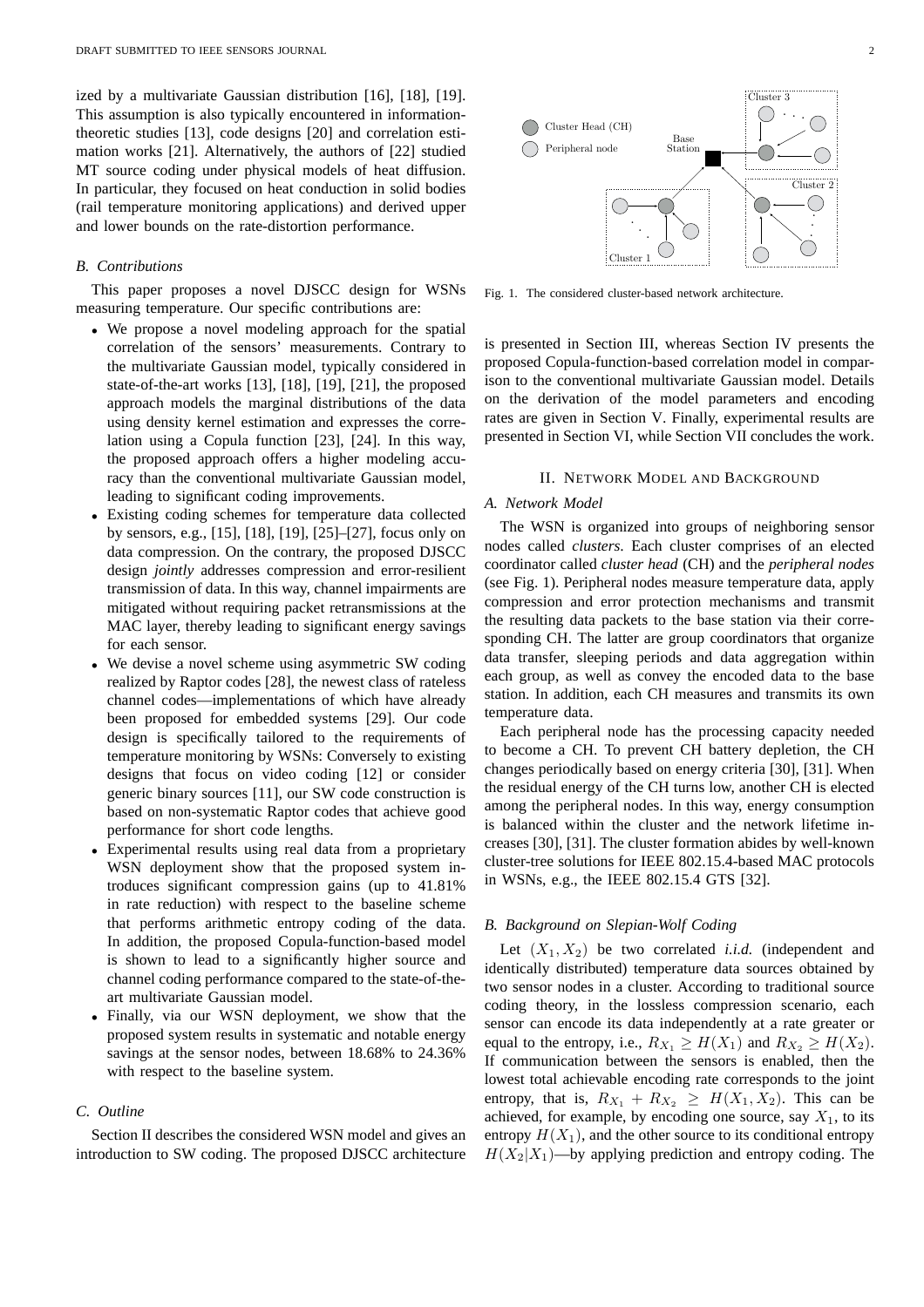ized by a multivariate Gaussian distribution [16], [18], [19]. This assumption is also typically encountered in information-theoretic studies [13], code designs [20] and correlation estimation works [21]. Alternatively, the authors of [22] studied MT source coding under physical models of heat diffusion. In particular, they focused on heat conduction in solid bodies (rail temperature monitoring applications) and derived upper and lower bounds on the rate-distortion performance.

### *B. Contributions*

This paper proposes a novel DJSCC design for WSNs measuring temperature. Our specific contributions are:

- We propose a novel modeling approach for the spatial correlation of the sensors' measurements. Contrary to the multivariate Gaussian model, typically considered in state-of-the-art works [13], [18], [19], [21], the proposed approach models the marginal distributions of the data using density kernel estimation and expresses the correlation using a Copula function [23], [24]. In this way, the proposed approach offers a higher modeling accuracy than the conventional multivariate Gaussian model, leading to significant coding improvements.
- Existing coding schemes for temperature data collected by sensors, e.g., [15], [18], [19], [25]–[27], focus only on data compression. On the contrary, the proposed DJSCC design *jointly* addresses compression and error-resilient transmission of data. In this way, channel impairments are mitigated without requiring packet retransmissions at the MAC layer, thereby leading to significant energy savings for each sensor.
- We devise a novel scheme using asymmetric SW coding realized by Raptor codes [28], the newest class of rateless channel codes—implementations of which have already been proposed for embedded systems [29]. Our code design is specifically tailored to the requirements of temperature monitoring by WSNs: Conversely to existing designs that focus on video coding [12] or consider generic binary sources [11], our SW code construction is based on non-systematic Raptor codes that achieve good performance for short code lengths.
- Experimental results using real data from a proprietary WSN deployment show that the proposed system introduces significant compression gains (up to 41.81% in rate reduction) with respect to the baseline scheme that performs arithmetic entropy coding of the data. In addition, the proposed Copula-function-based model is shown to lead to a significantly higher source and channel coding performance compared to the state-of-the-art multivariate Gaussian model.
- Finally, via our WSN deployment, we show that the proposed system results in systematic and notable energy savings at the sensor nodes, between 18.68% to 24.36% with respect to the baseline system.

### *C. Outline*

Section II describes the considered WSN model and gives an introduction to SW coding. The proposed DJSCC architecture is presented in Section III, whereas Section IV presents the proposed Copula-function-based correlation model in comparison to the conventional multivariate Gaussian model. Details on the derivation of the model parameters and encoding rates are given in Section V. Finally, experimental results are presented in Section VI, while Section VII concludes the work.

Fig. 1. The considered cluster-based network architecture.

## II. Network Model and Background

### *A. Network Model*

The WSN is organized into groups of neighboring sensor nodes called *clusters*. Each cluster comprises of an elected coordinator called *cluster head* (CH) and the *peripheral nodes* (see Fig. 1). Peripheral nodes measure temperature data, apply compression and error protection mechanisms and transmit the resulting data packets to the base station via their corresponding CH. The latter are group coordinators that organize data transfer, sleeping periods and data aggregation within each group, as well as convey the encoded data to the base station. In addition, each CH measures and transmits its own temperature data.

Each peripheral node has the processing capacity needed to become a CH. To prevent CH battery depletion, the CH changes periodically based on energy criteria [30], [31]. When the residual energy of the CH turns low, another CH is elected among the peripheral nodes. In this way, energy consumption is balanced within the cluster and the network lifetime increases [30], [31]. The cluster formation abides by well-known cluster-tree solutions for IEEE 802.15.4-based MAC protocols in WSNs, e.g., the IEEE 802.15.4 GTS [32].

### *B. Background on Slepian-Wolf Coding*

Let $(X_1, X_2)$ be two correlated *i.i.d.* (independent and identically distributed) temperature data sources obtained by two sensor nodes in a cluster. According to traditional source coding theory, in the lossless compression scenario, each sensor can encode its data independently at a rate greater or equal to the entropy, i.e., $R_{X_1} \geq H(X_1)$ and $R_{X_2} \geq H(X_2)$. If communication between the sensors is enabled, then the lowest total achievable encoding rate corresponds to the joint entropy, that is, $R_{X_1} + R_{X_2} \geq H(X_1, X_2)$. This can be achieved, for example, by encoding one source, say $X_1$, to its entropy $H(X_1)$, and the other source to its conditional entropy $H(X_2|X_1)$—by applying prediction and entropy coding. The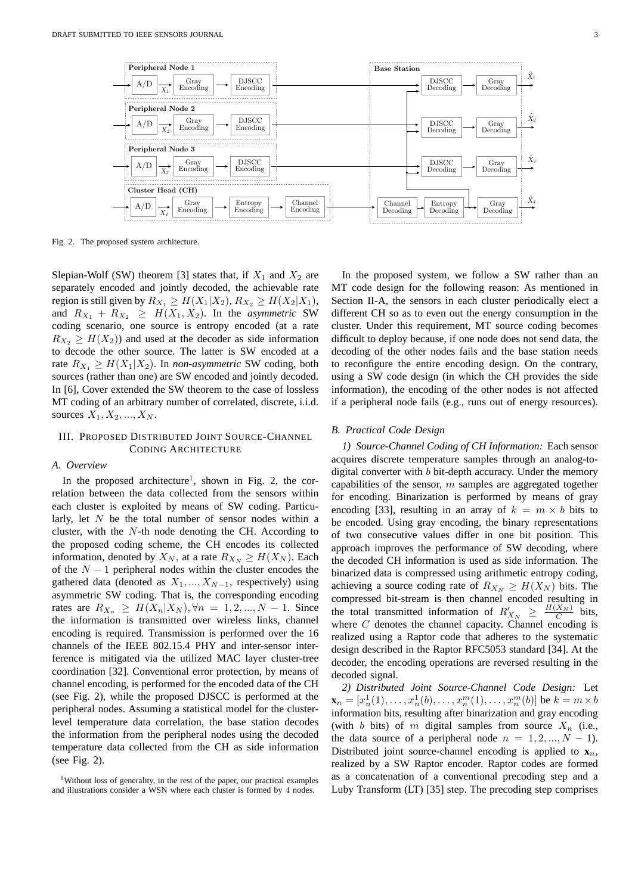Fig. 2. The proposed system architecture.

Slepian-Wolf (SW) theorem [3] states that, if $X_1$ and $X_2$ are separately encoded and jointly decoded, the achievable rate region is still given by $R_{X_1} \geq H(X_1|X_2)$, $R_{X_2} \geq H(X_2|X_1)$, and $R_{X_1} + R_{X_2} \geq H(X_1, X_2)$. In the *asymmetric* SW coding scenario, one source is entropy encoded (at a rate $R_{X_2} \geq H(X_2)$) and used at the decoder as side information to decode the other source. The latter is SW encoded at a rate $R_{X_1} \geq H(X_1|X_2)$. In *non-asymmetric* SW coding, both sources (rather than one) are SW encoded and jointly decoded. In [6], Cover extended the SW theorem to the case of lossless MT coding of an arbitrary number of correlated, discrete, i.i.d. sources $X_1, X_2, ..., X_N$.

## III. Proposed Distributed Joint Source-Channel Coding Architecture

### A. Overview

In the proposed architecture[1], shown in Fig. 2, the correlation between the data collected from the sensors within each cluster is exploited by means of SW coding. Particularly, let $N$ be the total number of sensor nodes within a cluster, with the $N$-th node denoting the CH. According to the proposed coding scheme, the CH encodes its collected information, denoted by $X_N$, at a rate $R_{X_N} \geq H(X_N)$. Each of the $N-1$ peripheral nodes within the cluster encodes the gathered data (denoted as $X_1, ..., X_{N-1}$, respectively) using asymmetric SW coding. That is, the corresponding encoding rates are $R_{X_n} \geq H(X_n|X_N), \forall n = 1, 2, ..., N-1$. Since the information is transmitted over wireless links, channel encoding is required. Transmission is performed over the 16 channels of the IEEE 802.15.4 PHY and inter-sensor interference is mitigated via the utilized MAC layer cluster-tree coordination [32]. Conventional error protection, by means of channel encoding, is performed for the encoded data of the CH (see Fig. 2), while the proposed DJSCC is performed at the peripheral nodes. Assuming a statistical model for the cluster-level temperature data correlation, the base station decodes the information from the peripheral nodes using the decoded temperature data collected from the CH as side information (see Fig. 2).

[1]Without loss of generality, in the rest of the paper, our practical examples and illustrations consider a WSN where each cluster is formed by 4 nodes.

In the proposed system, we follow a SW rather than an MT code design for the following reason: As mentioned in Section II-A, the sensors in each cluster periodically elect a different CH so as to even out the energy consumption in the cluster. Under this requirement, MT source coding becomes difficult to deploy because, if one node does not send data, the decoding of the other nodes fails and the base station needs to reconfigure the entire encoding design. On the contrary, using a SW code design (in which the CH provides the side information), the encoding of the other nodes is not affected if a peripheral node fails (e.g., runs out of energy resources).

### B. Practical Code Design

*1) Source-Channel Coding of CH Information:* Each sensor acquires discrete temperature samples through an analog-to-digital converter with $b$ bit-depth accuracy. Under the memory capabilities of the sensor, $m$ samples are aggregated together for encoding. Binarization is performed by means of gray encoding [33], resulting in an array of $k = m \times b$ bits to be encoded. Using gray encoding, the binary representations of two consecutive values differ in one bit position. This approach improves the performance of SW decoding, where the decoded CH information is used as side information. The binarized data is compressed using arithmetic entropy coding, achieving a source coding rate of $R_{X_N} \geq H(X_N)$ bits. The compressed bit-stream is then channel encoded resulting in the total transmitted information of $R'_{X_N} \geq \frac{H(X_N)}{C}$ bits, where $C$ denotes the channel capacity. Channel encoding is realized using a Raptor code that adheres to the systematic design described in the Raptor RFC5053 standard [34]. At the decoder, the encoding operations are reversed resulting in the decoded signal.

*2) Distributed Joint Source-Channel Code Design:* Let $\mathbf{x}_n = [x_n^1(1), \ldots, x_n^1(b), \ldots, x_n^m(1), \ldots, x_n^m(b)]$ be $k = m \times b$ information bits, resulting after binarization and gray encoding (with $b$ bits) of $m$ digital samples from source $X_n$ (i.e., the data source of a peripheral node $n = 1, 2, ..., N-1$). Distributed joint source-channel encoding is applied to $\mathbf{x}_n$, realized by a SW Raptor encoder. Raptor codes are formed as a concatenation of a conventional precoding step and a Luby Transform (LT) [35] step. The precoding step comprises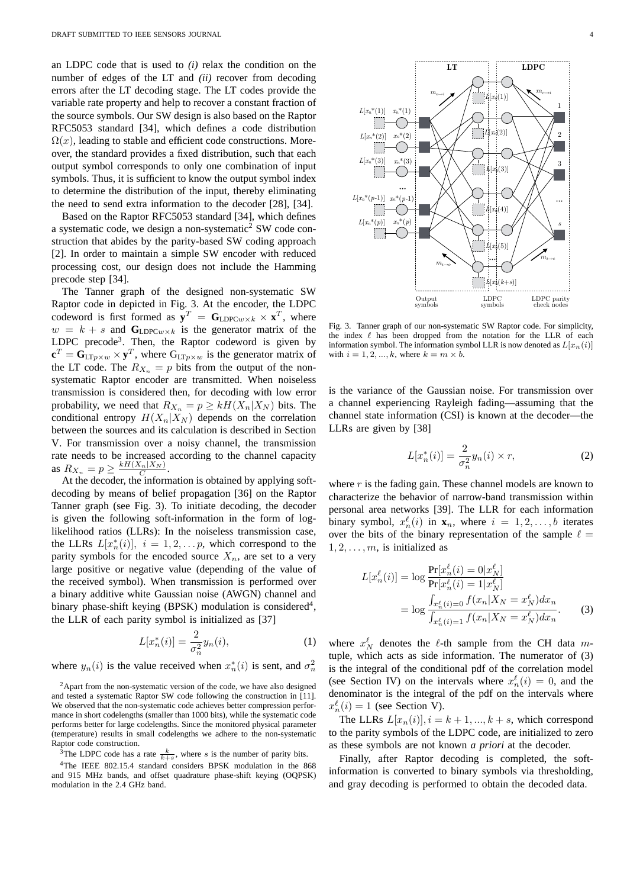an LDPC code that is used to *(i)* relax the condition on the number of edges of the LT and *(ii)* recover from decoding errors after the LT decoding stage. The LT codes provide the variable rate property and help to recover a constant fraction of the source symbols. Our SW design is also based on the Raptor RFC5053 standard [34], which defines a code distribution $\Omega(x)$, leading to stable and efficient code constructions. Moreover, the standard provides a fixed distribution, such that each output symbol corresponds to only one combination of input symbols. Thus, it is sufficient to know the output symbol index to determine the distribution of the input, thereby eliminating the need to send extra information to the decoder [28], [34].

Based on the Raptor RFC5053 standard [34], which defines a systematic code, we design a non-systematic[2] SW code construction that abides by the parity-based SW coding approach [2]. In order to maintain a simple SW encoder with reduced processing cost, our design does not include the Hamming precode step [34].

The Tanner graph of the designed non-systematic SW Raptor code in depicted in Fig. 3. At the encoder, the LDPC codeword is first formed as $\mathbf{y}^T = \mathbf{G}_{\text{LDPC}w\times k} \times \mathbf{x}^T$, where $w = k + s$ and $\mathbf{G}_{\text{LDPC}w\times k}$ is the generator matrix of the LDPC precode[3]. Then, the Raptor codeword is given by $\mathbf{c}^T = \mathbf{G}_{\text{LT}p\times w} \times \mathbf{y}^T$, where $\text{G}_{\text{LT}p\times w}$ is the generator matrix of the LT code. The $R_{X_n} = p$ bits from the output of the non-systematic Raptor encoder are transmitted. When noiseless transmission is considered then, for decoding with low error probability, we need that $R_{X_n} = p \geq kH(X_n|X_N)$ bits. The conditional entropy $H(X_n|X_N)$ depends on the correlation between the sources and its calculation is described in Section V. For transmission over a noisy channel, the transmission rate needs to be increased according to the channel capacity as $R_{X_n} = p \geq \frac{kH(X_n|X_N)}{C}$.

At the decoder, the information is obtained by applying soft-decoding by means of belief propagation [36] on the Raptor Tanner graph (see Fig. 3). To initiate decoding, the decoder is given the following soft-information in the form of log-likelihood ratios (LLRs): In the noiseless transmission case, the LLRs $L[x_n^*(i)],\ i = 1, 2, \ldots p$, which correspond to the parity symbols for the encoded source $X_n$, are set to a very large positive or negative value (depending of the value of the received symbol). When transmission is performed over a binary additive white Gaussian noise (AWGN) channel and binary phase-shift keying (BPSK) modulation is considered[4], the LLR of each parity symbol is initialized as [37]

$$L[x_n^*(i)] = \frac{2}{\sigma_n^2} y_n(i), \tag{1}$$

where $y_n(i)$ is the value received when $x_n^*(i)$ is sent, and $\sigma_n^2$ is the variance of the Gaussian noise. For transmission over a channel experiencing Rayleigh fading—assuming that the channel state information (CSI) is known at the decoder—the LLRs are given by [38]

$$L[x_n^*(i)] = \frac{2}{\sigma_n^2} y_n(i) \times r, \tag{2}$$

where $r$ is the fading gain. These channel models are known to characterize the behavior of narrow-band transmission within personal area networks [39]. The LLR for each information binary symbol, $x_n^\ell(i)$ in $\mathbf{x}_n$, where $i = 1, 2, \ldots, b$ iterates over the bits of the binary representation of the sample $\ell = 1, 2, \ldots, m$, is initialized as

$$\begin{aligned} L[x_n^\ell(i)] &= \log \frac{\Pr[x_n^\ell(i) = 0|x_N^\ell]}{\Pr[x_n^\ell(i) = 1|x_N^\ell]} \\ &= \log \frac{\int_{x_n^\ell(i)=0} f(x_n|X_N = x_N^\ell)dx_n}{\int_{x_n^\ell(i)=1} f(x_n|X_N = x_N^\ell)dx_n}. \end{aligned} \tag{3}$$

where $x_N^\ell$ denotes the $\ell$-th sample from the CH data $m$-tuple, which acts as side information. The numerator of (3) is the integral of the conditional pdf of the correlation model (see Section IV) on the intervals where $x_n^\ell(i) = 0$, and the denominator is the integral of the pdf on the intervals where $x_n^\ell(i) = 1$ (see Section V).

The LLRs $L[x_n(i)], i = k+1, ..., k+s$, which correspond to the parity symbols of the LDPC code, are initialized to zero as these symbols are not known *a priori* at the decoder.

Finally, after Raptor decoding is completed, the soft-information is converted to binary symbols via thresholding, and gray decoding is performed to obtain the decoded data.

Fig. 3. Tanner graph of our non-systematic SW Raptor code. For simplicity, the index $\ell$ has been dropped from the notation for the LLR of each information symbol. The information symbol LLR is now denoted as $L[x_n(i)]$ with $i = 1, 2, ..., k$, where $k = m \times b$.

[2] Apart from the non-systematic version of the code, we have also designed and tested a systematic Raptor SW code following the construction in [11]. We observed that the non-systematic code achieves better compression performance in short codelengths (smaller than 1000 bits), while the systematic code performs better for large codelengths. Since the monitored physical parameter (temperature) results in small codelengths we adhere to the non-systematic Raptor code construction.

[3] The LDPC code has a rate $\frac{k}{k+s}$, where $s$ is the number of parity bits.

[4] The IEEE 802.15.4 standard considers BPSK modulation in the 868 and 915 MHz bands, and offset quadrature phase-shift keying (OQPSK) modulation in the 2.4 GHz band.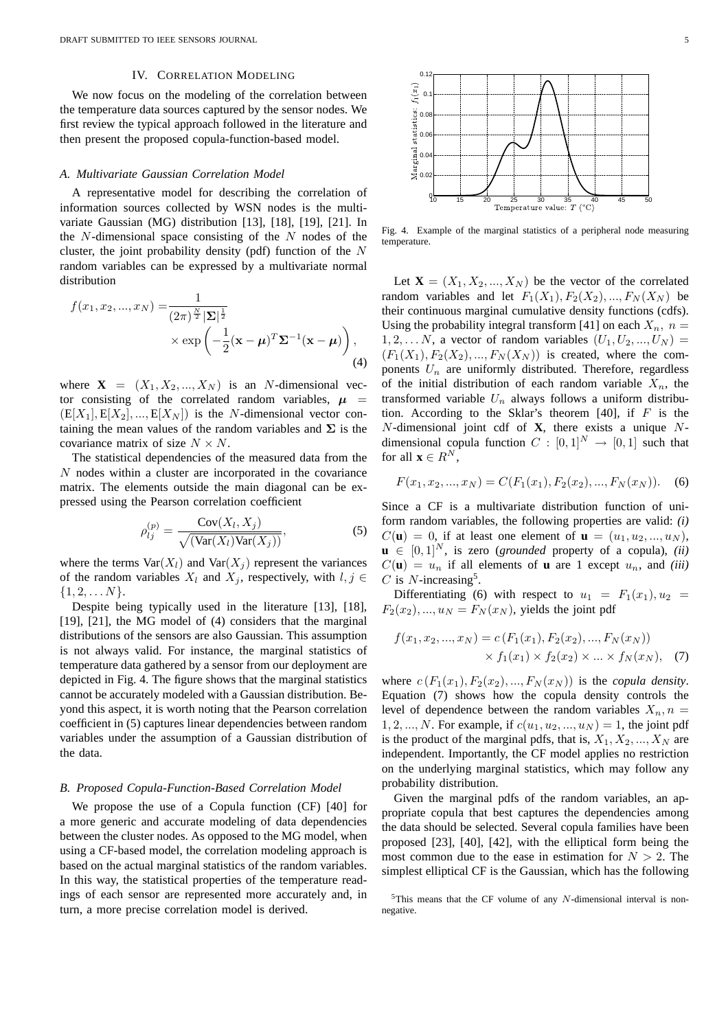## IV. Correlation Modeling

We now focus on the modeling of the correlation between the temperature data sources captured by the sensor nodes. We first review the typical approach followed in the literature and then present the proposed copula-function-based model.

### A. Multivariate Gaussian Correlation Model

A representative model for describing the correlation of information sources collected by WSN nodes is the multivariate Gaussian (MG) distribution [13], [18], [19], [21]. In the $N$-dimensional space consisting of the $N$ nodes of the cluster, the joint probability density (pdf) function of the $N$ random variables can be expressed by a multivariate normal distribution

$$f(x_1, x_2, ..., x_N) = \frac{1}{(2\pi)^{\frac{N}{2}} |\mathbf{\Sigma}|^{\frac{1}{2}}} \times \exp\left(-\frac{1}{2}(\mathbf{x}-\boldsymbol{\mu})^T \mathbf{\Sigma}^{-1} (\mathbf{x}-\boldsymbol{\mu})\right), \tag{4}$$

where $\mathbf{X} = (X_1, X_2, ..., X_N)$ is an $N$-dimensional vector consisting of the correlated random variables, $\boldsymbol{\mu} = (\mathrm{E}[X_1], \mathrm{E}[X_2], ..., \mathrm{E}[X_N])$ is the $N$-dimensional vector containing the mean values of the random variables and $\mathbf{\Sigma}$ is the covariance matrix of size $N \times N$.

The statistical dependencies of the measured data from the $N$ nodes within a cluster are incorporated in the covariance matrix. The elements outside the main diagonal can be expressed using the Pearson correlation coefficient

$$\rho_{lj}^{(p)} = \frac{\mathrm{Cov}(X_l, X_j)}{\sqrt{(\mathrm{Var}(X_l)\mathrm{Var}(X_j))}}, \tag{5}$$

where the terms $\mathrm{Var}(X_l)$ and $\mathrm{Var}(X_j)$ represent the variances of the random variables $X_l$ and $X_j$, respectively, with $l, j \in \{1, 2, \ldots N\}$.

Despite being typically used in the literature [13], [18], [19], [21], the MG model of (4) considers that the marginal distributions of the sensors are also Gaussian. This assumption is not always valid. For instance, the marginal statistics of temperature data gathered by a sensor from our deployment are depicted in Fig. 4. The figure shows that the marginal statistics cannot be accurately modeled with a Gaussian distribution. Beyond this aspect, it is worth noting that the Pearson correlation coefficient in (5) captures linear dependencies between random variables under the assumption of a Gaussian distribution of the data.

### B. Proposed Copula-Function-Based Correlation Model

We propose the use of a Copula function (CF) [40] for a more generic and accurate modeling of data dependencies between the cluster nodes. As opposed to the MG model, when using a CF-based model, the correlation modeling approach is based on the actual marginal statistics of the random variables. In this way, the statistical properties of the temperature readings of each sensor are represented more accurately and, in turn, a more precise correlation model is derived.

Fig. 4. Example of the marginal statistics of a peripheral node measuring temperature.

Let $\mathbf{X} = (X_1, X_2, ..., X_N)$ be the vector of the correlated random variables and let $F_1(X_1), F_2(X_2), ..., F_N(X_N)$ be their continuous marginal cumulative density functions (cdfs). Using the probability integral transform [41] on each $X_n$, $n = 1, 2, \ldots N$, a vector of random variables $(U_1, U_2, ..., U_N) = (F_1(X_1), F_2(X_2), ..., F_N(X_N))$ is created, where the components $U_n$ are uniformly distributed. Therefore, regardless of the initial distribution of each random variable $X_n$, the transformed variable $U_n$ always follows a uniform distribution. According to the Sklar's theorem [40], if $F$ is the $N$-dimensional joint cdf of $\mathbf{X}$, there exists a unique $N$-dimensional copula function $C : [0,1]^N \rightarrow [0,1]$ such that for all $\mathbf{x} \in R^N$,

$$F(x_1, x_2, ..., x_N) = C(F_1(x_1), F_2(x_2), ..., F_N(x_N)). \tag{6}$$

Since a CF is a multivariate distribution function of uniform random variables, the following properties are valid: *(i)* $C(\mathbf{u}) = 0$, if at least one element of $\mathbf{u} = (u_1, u_2, ..., u_N)$, $\mathbf{u} \in [0,1]^N$, is zero (*grounded* property of a copula), *(ii)* $C(\mathbf{u}) = u_n$ if all elements of $\mathbf{u}$ are 1 except $u_n$, and *(iii)* $C$ is $N$-increasing[5].

Differentiating (6) with respect to $u_1 = F_1(x_1), u_2 = F_2(x_2), ..., u_N = F_N(x_N)$, yields the joint pdf

$$f(x_1, x_2, ..., x_N) = c\left(F_1(x_1), F_2(x_2), ..., F_N(x_N)\right) \times f_1(x_1) \times f_2(x_2) \times ... \times f_N(x_N), \tag{7}$$

where $c\left(F_1(x_1), F_2(x_2), ..., F_N(x_N)\right)$ is the *copula density*. Equation (7) shows how the copula density controls the level of dependence between the random variables $X_n, n = 1, 2, ..., N$. For example, if $c(u_1, u_2, ..., u_N) = 1$, the joint pdf is the product of the marginal pdfs, that is, $X_1, X_2, ..., X_N$ are independent. Importantly, the CF model applies no restriction on the underlying marginal statistics, which may follow any probability distribution.

Given the marginal pdfs of the random variables, an appropriate copula that best captures the dependencies among the data should be selected. Several copula families have been proposed [23], [40], [42], with the elliptical form being the most common due to the ease in estimation for $N > 2$. The simplest elliptical CF is the Gaussian, which has the following

[5]This means that the CF volume of any $N$-dimensional interval is non-negative.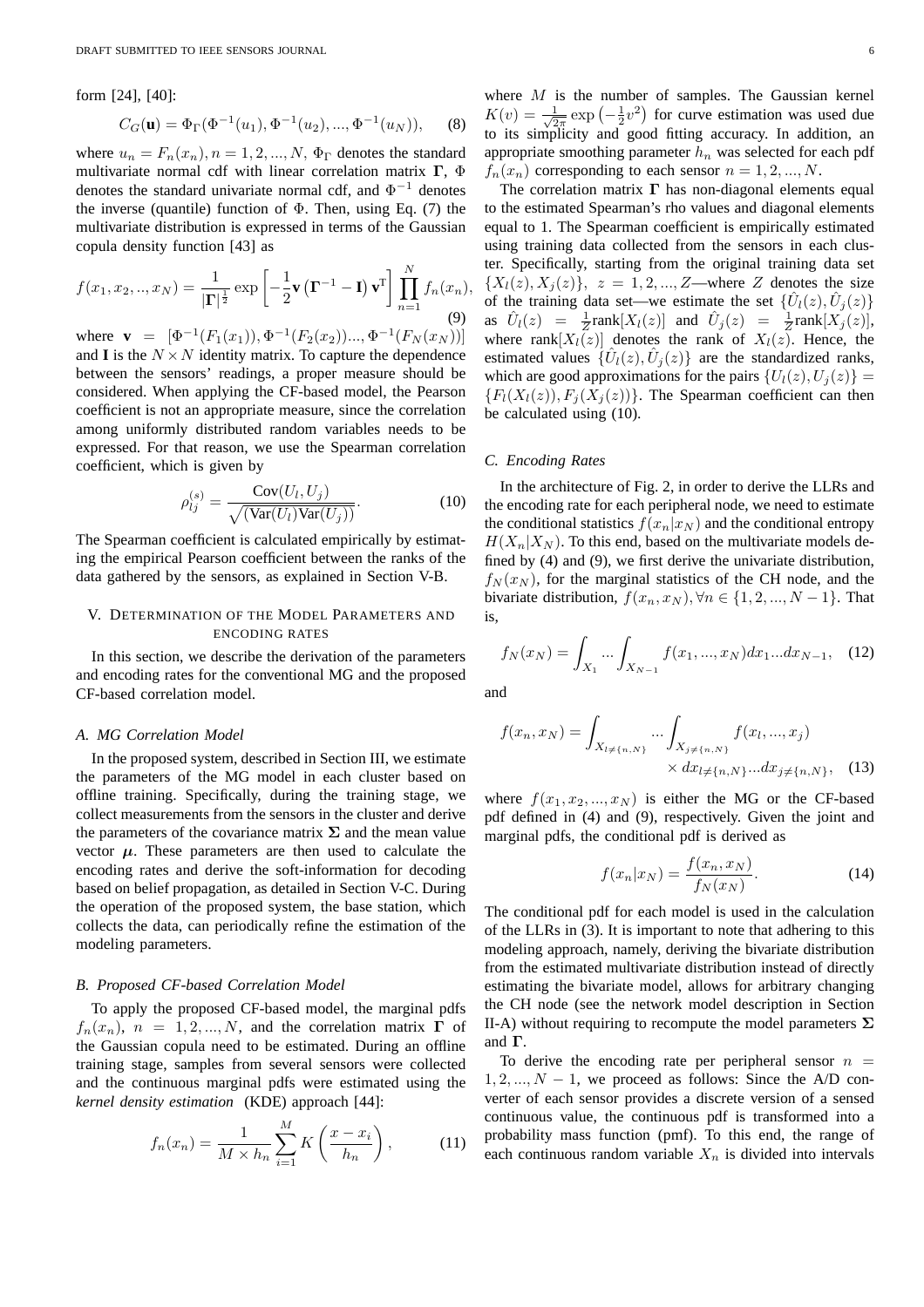form [24], [40]:

$$C_G(\mathbf{u}) = \Phi_\Gamma(\Phi^{-1}(u_1), \Phi^{-1}(u_2), ..., \Phi^{-1}(u_N)), \quad (8)$$

where $u_n = F_n(x_n), n = 1, 2, ..., N$, $\Phi_\Gamma$ denotes the standard multivariate normal cdf with linear correlation matrix $\mathbf{\Gamma}$, $\Phi$ denotes the standard univariate normal cdf, and $\Phi^{-1}$ denotes the inverse (quantile) function of $\Phi$. Then, using Eq. (7) the multivariate distribution is expressed in terms of the Gaussian copula density function [43] as

$$f(x_1, x_2, .., x_N) = \frac{1}{|\mathbf{\Gamma}|^{\frac{1}{2}}} \exp\left[-\frac{1}{2}\mathbf{v}\left(\mathbf{\Gamma}^{-1} - \mathbf{I}\right)\mathbf{v}^{\mathrm{T}}\right] \prod_{n=1}^{N} f_n(x_n), \quad (9)$$

where $\mathbf{v} = [\Phi^{-1}(F_1(x_1)), \Phi^{-1}(F_2(x_2))..., \Phi^{-1}(F_N(x_N))]$ and $\mathbf{I}$ is the $N \times N$ identity matrix. To capture the dependence between the sensors' readings, a proper measure should be considered. When applying the CF-based model, the Pearson coefficient is not an appropriate measure, since the correlation among uniformly distributed random variables needs to be expressed. For that reason, we use the Spearman correlation coefficient, which is given by

$$\rho_{lj}^{(s)} = \frac{\text{Cov}(U_l, U_j)}{\sqrt{(\text{Var}(U_l)\text{Var}(U_j))}}. \quad (10)$$

The Spearman coefficient is calculated empirically by estimating the empirical Pearson coefficient between the ranks of the data gathered by the sensors, as explained in Section V-B.

## V. Determination of the Model Parameters and Encoding Rates

In this section, we describe the derivation of the parameters and encoding rates for the conventional MG and the proposed CF-based correlation model.

### A. MG Correlation Model

In the proposed system, described in Section III, we estimate the parameters of the MG model in each cluster based on offline training. Specifically, during the training stage, we collect measurements from the sensors in the cluster and derive the parameters of the covariance matrix $\mathbf{\Sigma}$ and the mean value vector $\boldsymbol{\mu}$. These parameters are then used to calculate the encoding rates and derive the soft-information for decoding based on belief propagation, as detailed in Section V-C. During the operation of the proposed system, the base station, which collects the data, can periodically refine the estimation of the modeling parameters.

### B. Proposed CF-based Correlation Model

To apply the proposed CF-based model, the marginal pdfs $f_n(x_n)$, $n = 1, 2, ..., N$, and the correlation matrix $\mathbf{\Gamma}$ of the Gaussian copula need to be estimated. During an offline training stage, samples from several sensors were collected and the continuous marginal pdfs were estimated using the *kernel density estimation* (KDE) approach [44]:

$$f_n(x_n) = \frac{1}{M \times h_n} \sum_{i=1}^{M} K\left(\frac{x - x_i}{h_n}\right), \quad (11)$$

where $M$ is the number of samples. The Gaussian kernel $K(v) = \frac{1}{\sqrt{2\pi}} \exp\left(-\frac{1}{2}v^2\right)$ for curve estimation was used due to its simplicity and good fitting accuracy. In addition, an appropriate smoothing parameter $h_n$ was selected for each pdf $f_n(x_n)$ corresponding to each sensor $n = 1, 2, ..., N$.

The correlation matrix $\mathbf{\Gamma}$ has non-diagonal elements equal to the estimated Spearman's rho values and diagonal elements equal to 1. The Spearman coefficient is empirically estimated using training data collected from the sensors in each cluster. Specifically, starting from the original training data set $\{X_l(z), X_j(z)\}$, $z = 1, 2, ..., Z$—where $Z$ denotes the size of the training data set—we estimate the set $\{\hat{U}_l(z), \hat{U}_j(z)\}$ as $\hat{U}_l(z) = \frac{1}{Z}\text{rank}[X_l(z)]$ and $\hat{U}_j(z) = \frac{1}{Z}\text{rank}[X_j(z)]$, where $\text{rank}[X_l(z)]$ denotes the rank of $X_l(z)$. Hence, the estimated values $\{\hat{U}_l(z), \hat{U}_j(z)\}$ are the standardized ranks, which are good approximations for the pairs $\{U_l(z), U_j(z)\} = \{F_l(X_l(z)), F_j(X_j(z))\}$. The Spearman coefficient can then be calculated using (10).

### C. Encoding Rates

In the architecture of Fig. 2, in order to derive the LLRs and the encoding rate for each peripheral node, we need to estimate the conditional statistics $f(x_n|x_N)$ and the conditional entropy $H(X_n|X_N)$. To this end, based on the multivariate models defined by (4) and (9), we first derive the univariate distribution, $f_N(x_N)$, for the marginal statistics of the CH node, and the bivariate distribution, $f(x_n, x_N), \forall n \in \{1, 2, ..., N-1\}$. That is,

$$f_N(x_N) = \int_{X_1} ... \int_{X_{N-1}} f(x_1, ..., x_N) dx_1 ... dx_{N-1}, \quad (12)$$

and

$$f(x_n, x_N) = \int_{X_{l \neq \{n,N\}}} ... \int_{X_{j \neq \{n,N\}}} f(x_l, ..., x_j) \times dx_{l \neq \{n,N\}} ... dx_{j \neq \{n,N\}}, \quad (13)$$

where $f(x_1, x_2, ..., x_N)$ is either the MG or the CF-based pdf defined in (4) and (9), respectively. Given the joint and marginal pdfs, the conditional pdf is derived as

$$f(x_n|x_N) = \frac{f(x_n, x_N)}{f_N(x_N)}. \quad (14)$$

The conditional pdf for each model is used in the calculation of the LLRs in (3). It is important to note that adhering to this modeling approach, namely, deriving the bivariate distribution from the estimated multivariate distribution instead of directly estimating the bivariate model, allows for arbitrary changing the CH node (see the network model description in Section II-A) without requiring to recompute the model parameters $\mathbf{\Sigma}$ and $\mathbf{\Gamma}$.

To derive the encoding rate per peripheral sensor $n = 1, 2, ..., N-1$, we proceed as follows: Since the A/D converter of each sensor provides a discrete version of a sensed continuous value, the continuous pdf is transformed into a probability mass function (pmf). To this end, the range of each continuous random variable $X_n$ is divided into intervals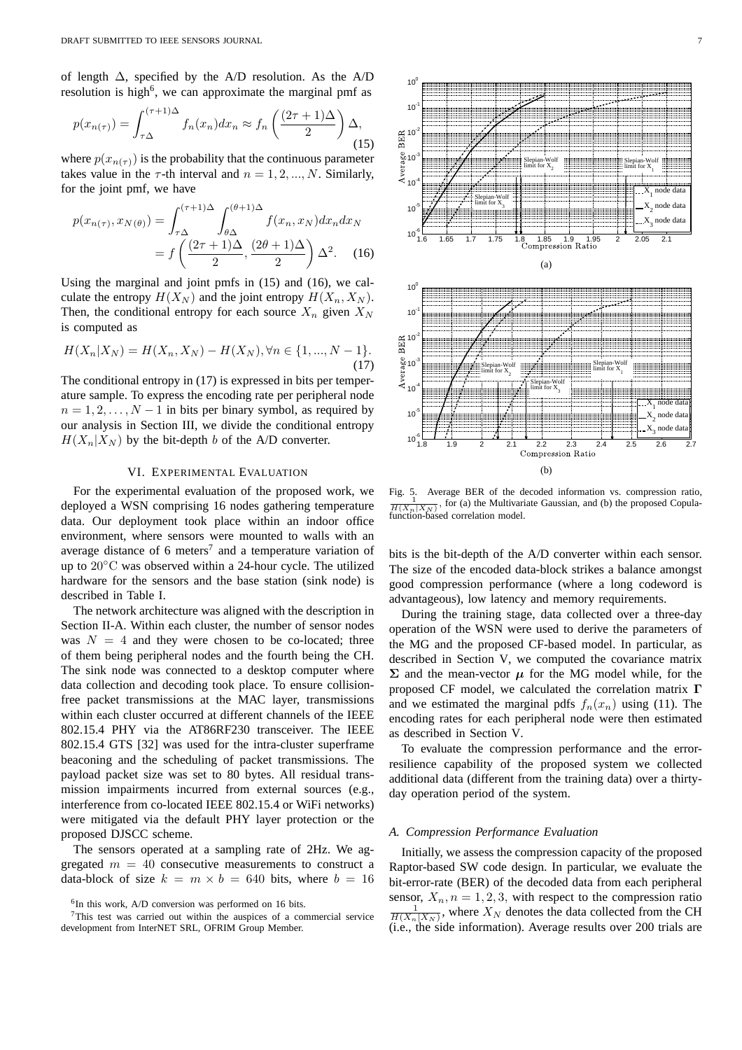of length $\Delta$, specified by the A/D resolution. As the A/D resolution is high[6], we can approximate the marginal pmf as

$$p(x_{n(\tau)}) = \int_{\tau\Delta}^{(\tau+1)\Delta} f_n(x_n)dx_n \approx f_n\left(\frac{(2\tau+1)\Delta}{2}\right)\Delta, \tag{15}$$

where $p(x_{n(\tau)})$ is the probability that the continuous parameter takes value in the $\tau$-th interval and $n = 1, 2, ..., N$. Similarly, for the joint pmf, we have

$$\begin{aligned} p(x_{n(\tau)}, x_{N(\theta)}) &= \int_{\tau\Delta}^{(\tau+1)\Delta}\int_{\theta\Delta}^{(\theta+1)\Delta} f(x_n, x_N)dx_n dx_N \\ &= f\left(\frac{(2\tau+1)\Delta}{2}, \frac{(2\theta+1)\Delta}{2}\right)\Delta^2. \end{aligned} \tag{16}$$

Using the marginal and joint pmfs in (15) and (16), we calculate the entropy $H(X_N)$ and the joint entropy $H(X_n, X_N)$. Then, the conditional entropy for each source $X_n$ given $X_N$ is computed as

$$H(X_n|X_N) = H(X_n, X_N) - H(X_N), \forall n \in \{1, ..., N-1\}. \tag{17}$$

The conditional entropy in (17) is expressed in bits per temperature sample. To express the encoding rate per peripheral node $n = 1, 2, \ldots, N-1$ in bits per binary symbol, as required by our analysis in Section III, we divide the conditional entropy $H(X_n|X_N)$ by the bit-depth $b$ of the A/D converter.

## VI. Experimental Evaluation

For the experimental evaluation of the proposed work, we deployed a WSN comprising 16 nodes gathering temperature data. Our deployment took place within an indoor office environment, where sensors were mounted to walls with an average distance of 6 meters[7] and a temperature variation of up to $20^\circ$C was observed within a 24-hour cycle. The utilized hardware for the sensors and the base station (sink node) is described in Table I.

The network architecture was aligned with the description in Section II-A. Within each cluster, the number of sensor nodes was $N = 4$ and they were chosen to be co-located; three of them being peripheral nodes and the fourth being the CH. The sink node was connected to a desktop computer where data collection and decoding took place. To ensure collision-free packet transmissions at the MAC layer, transmissions within each cluster occurred at different channels of the IEEE 802.15.4 PHY via the AT86RF230 transceiver. The IEEE 802.15.4 GTS [32] was used for the intra-cluster superframe beaconing and the scheduling of packet transmissions. The payload packet size was set to 80 bytes. All residual transmission impairments incurred from external sources (e.g., interference from co-located IEEE 802.15.4 or WiFi networks) were mitigated via the default PHY layer protection or the proposed DJSCC scheme.

The sensors operated at a sampling rate of 2Hz. We aggregated $m = 40$ consecutive measurements to construct a data-block of size $k = m \times b = 640$ bits, where $b = 16$ bits is the bit-depth of the A/D converter within each sensor. The size of the encoded data-block strikes a balance amongst good compression performance (where a long codeword is advantageous), low latency and memory requirements.

During the training stage, data collected over a three-day operation of the WSN were used to derive the parameters of the MG and the proposed CF-based model. In particular, as described in Section V, we computed the covariance matrix $\mathbf{\Sigma}$ and the mean-vector $\boldsymbol{\mu}$ for the MG model while, for the proposed CF model, we calculated the correlation matrix $\mathbf{\Gamma}$ and we estimated the marginal pdfs $f_n(x_n)$ using (11). The encoding rates for each peripheral node were then estimated as described in Section V.

To evaluate the compression performance and the error-resilience capability of the proposed system we collected additional data (different from the training data) over a thirty-day operation period of the system.

Fig. 5. Average BER of the decoded information vs. compression ratio, $\frac{1}{H(X_n|X_N)}$, for (a) the Multivariate Gaussian, and (b) the proposed Copula-function-based correlation model.

### A. Compression Performance Evaluation

Initially, we assess the compression capacity of the proposed Raptor-based SW code design. In particular, we evaluate the bit-error-rate (BER) of the decoded data from each peripheral sensor, $X_n, n = 1, 2, 3$, with respect to the compression ratio $\frac{1}{H(X_n|X_N)}$, where $X_N$ denotes the data collected from the CH (i.e., the side information). Average results over 200 trials are

[6] In this work, A/D conversion was performed on 16 bits.

[7] This test was carried out within the auspices of a commercial service development from InterNET SRL, OFRIM Group Member.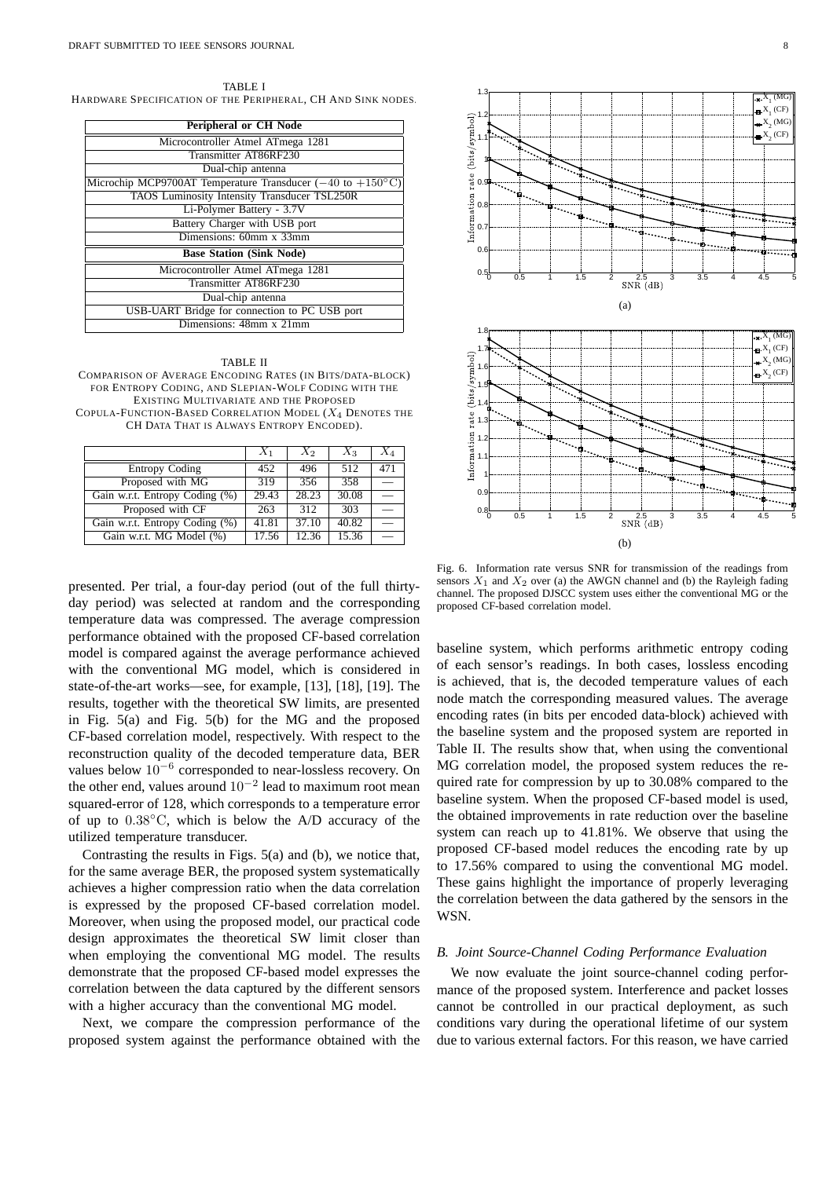TABLE I

HARDWARE SPECIFICATION OF THE PERIPHERAL, CH AND SINK NODES.

| **Peripheral or CH Node** |
| --- |
| Microcontroller Atmel ATmega 1281 |
| Transmitter AT86RF230 |
| Dual-chip antenna |
| Microchip MCP9700AT Temperature Transducer ($-40$ to $+150°$C) |
| TAOS Luminosity Intensity Transducer TSL250R |
| Li-Polymer Battery - 3.7V |
| Battery Charger with USB port |
| Dimensions: 60mm x 33mm |
| **Base Station (Sink Node)** |
| Microcontroller Atmel ATmega 1281 |
| Transmitter AT86RF230 |
| Dual-chip antenna |
| USB-UART Bridge for connection to PC USB port |
| Dimensions: 48mm x 21mm |

TABLE II

COMPARISON OF AVERAGE ENCODING RATES (IN BITS/DATA-BLOCK) FOR ENTROPY CODING, AND SLEPIAN-WOLF CODING WITH THE EXISTING MULTIVARIATE AND THE PROPOSED COPULA-FUNCTION-BASED CORRELATION MODEL ($X_4$ DENOTES THE CH DATA THAT IS ALWAYS ENTROPY ENCODED).

| | $X_1$ | $X_2$ | $X_3$ | $X_4$ |
| --- | --- | --- | --- | --- |
| Entropy Coding | 452 | 496 | 512 | 471 |
| Proposed with MG | 319 | 356 | 358 | — |
| Gain w.r.t. Entropy Coding (%) | 29.43 | 28.23 | 30.08 | — |
| Proposed with CF | 263 | 312 | 303 | — |
| Gain w.r.t. Entropy Coding (%) | 41.81 | 37.10 | 40.82 | — |
| Gain w.r.t. MG Model (%) | 17.56 | 12.36 | 15.36 | — |

presented. Per trial, a four-day period (out of the full thirty-day period) was selected at random and the corresponding temperature data was compressed. The average compression performance obtained with the proposed CF-based correlation model is compared against the average performance achieved with the conventional MG model, which is considered in state-of-the-art works—see, for example, [13], [18], [19]. The results, together with the theoretical SW limits, are presented in Fig. 5(a) and Fig. 5(b) for the MG and the proposed CF-based correlation model, respectively. With respect to the reconstruction quality of the decoded temperature data, BER values below $10^{-6}$ corresponded to near-lossless recovery. On the other end, values around $10^{-2}$ lead to maximum root mean squared-error of 128, which corresponds to a temperature error of up to $0.38°$C, which is below the A/D accuracy of the utilized temperature transducer.

Contrasting the results in Figs. 5(a) and (b), we notice that, for the same average BER, the proposed system systematically achieves a higher compression ratio when the data correlation is expressed by the proposed CF-based correlation model. Moreover, when using the proposed model, our practical code design approximates the theoretical SW limit closer than when employing the conventional MG model. The results demonstrate that the proposed CF-based model expresses the correlation between the data captured by the different sensors with a higher accuracy than the conventional MG model.

Next, we compare the compression performance of the proposed system against the performance obtained with the baseline system, which performs arithmetic entropy coding of each sensor's readings. In both cases, lossless encoding is achieved, that is, the decoded temperature values of each node match the corresponding measured values. The average encoding rates (in bits per encoded data-block) achieved with the baseline system and the proposed system are reported in Table II. The results show that, when using the conventional MG correlation model, the proposed system reduces the required rate for compression by up to 30.08% compared to the baseline system. When the proposed CF-based model is used, the obtained improvements in rate reduction over the baseline system can reach up to 41.81%. We observe that using the proposed CF-based model reduces the encoding rate by up to 17.56% compared to using the conventional MG model. These gains highlight the importance of properly leveraging the correlation between the data gathered by the sensors in the WSN.

Fig. 6. Information rate versus SNR for transmission of the readings from sensors $X_1$ and $X_2$ over (a) the AWGN channel and (b) the Rayleigh fading channel. The proposed DJSCC system uses either the conventional MG or the proposed CF-based correlation model.

### B. Joint Source-Channel Coding Performance Evaluation

We now evaluate the joint source-channel coding performance of the proposed system. Interference and packet losses cannot be controlled in our practical deployment, as such conditions vary during the operational lifetime of our system due to various external factors. For this reason, we have carried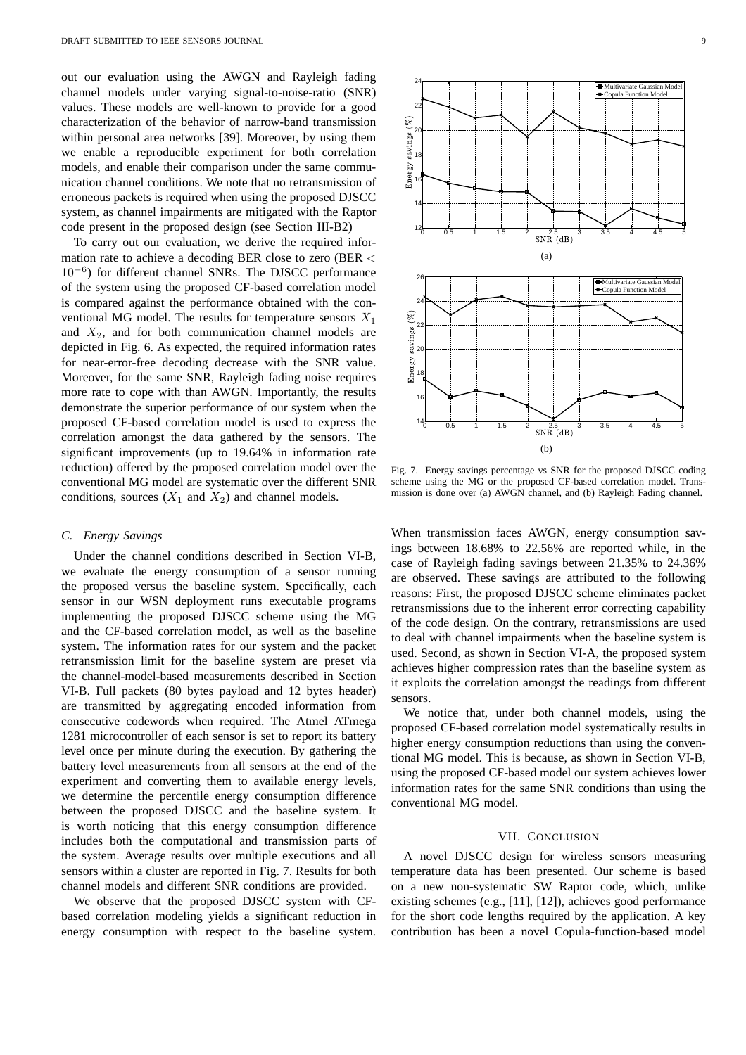out our evaluation using the AWGN and Rayleigh fading channel models under varying signal-to-noise-ratio (SNR) values. These models are well-known to provide for a good characterization of the behavior of narrow-band transmission within personal area networks [39]. Moreover, by using them we enable a reproducible experiment for both correlation models, and enable their comparison under the same communication channel conditions. We note that no retransmission of erroneous packets is required when using the proposed DJSCC system, as channel impairments are mitigated with the Raptor code present in the proposed design (see Section III-B2)

To carry out our evaluation, we derive the required information rate to achieve a decoding BER close to zero (BER $< 10^{-6}$) for different channel SNRs. The DJSCC performance of the system using the proposed CF-based correlation model is compared against the performance obtained with the conventional MG model. The results for temperature sensors $X_1$ and $X_2$, and for both communication channel models are depicted in Fig. 6. As expected, the required information rates for near-error-free decoding decrease with the SNR value. Moreover, for the same SNR, Rayleigh fading noise requires more rate to cope with than AWGN. Importantly, the results demonstrate the superior performance of our system when the proposed CF-based correlation model is used to express the correlation amongst the data gathered by the sensors. The significant improvements (up to 19.64% in information rate reduction) offered by the proposed correlation model over the conventional MG model are systematic over the different SNR conditions, sources ($X_1$ and $X_2$) and channel models.

### C. Energy Savings

Under the channel conditions described in Section VI-B, we evaluate the energy consumption of a sensor running the proposed versus the baseline system. Specifically, each sensor in our WSN deployment runs executable programs implementing the proposed DJSCC scheme using the MG and the CF-based correlation model, as well as the baseline system. The information rates for our system and the packet retransmission limit for the baseline system are preset via the channel-model-based measurements described in Section VI-B. Full packets (80 bytes payload and 12 bytes header) are transmitted by aggregating encoded information from consecutive codewords when required. The Atmel ATmega 1281 microcontroller of each sensor is set to report its battery level once per minute during the execution. By gathering the battery level measurements from all sensors at the end of the experiment and converting them to available energy levels, we determine the percentile energy consumption difference between the proposed DJSCC and the baseline system. It is worth noticing that this energy consumption difference includes both the computational and transmission parts of the system. Average results over multiple executions and all sensors within a cluster are reported in Fig. 7. Results for both channel models and different SNR conditions are provided.

We observe that the proposed DJSCC system with CF-based correlation modeling yields a significant reduction in energy consumption with respect to the baseline system.

Fig. 7. Energy savings percentage vs SNR for the proposed DJSCC coding scheme using the MG or the proposed CF-based correlation model. Transmission is done over (a) AWGN channel, and (b) Rayleigh Fading channel.

When transmission faces AWGN, energy consumption savings between 18.68% to 22.56% are reported while, in the case of Rayleigh fading savings between 21.35% to 24.36% are observed. These savings are attributed to the following reasons: First, the proposed DJSCC scheme eliminates packet retransmissions due to the inherent error correcting capability of the code design. On the contrary, retransmissions are used to deal with channel impairments when the baseline system is used. Second, as shown in Section VI-A, the proposed system achieves higher compression rates than the baseline system as it exploits the correlation amongst the readings from different sensors.

We notice that, under both channel models, using the proposed CF-based correlation model systematically results in higher energy consumption reductions than using the conventional MG model. This is because, as shown in Section VI-B, using the proposed CF-based model our system achieves lower information rates for the same SNR conditions than using the conventional MG model.

## VII. Conclusion

A novel DJSCC design for wireless sensors measuring temperature data has been presented. Our scheme is based on a new non-systematic SW Raptor code, which, unlike existing schemes (e.g., [11], [12]), achieves good performance for the short code lengths required by the application. A key contribution has been a novel Copula-function-based model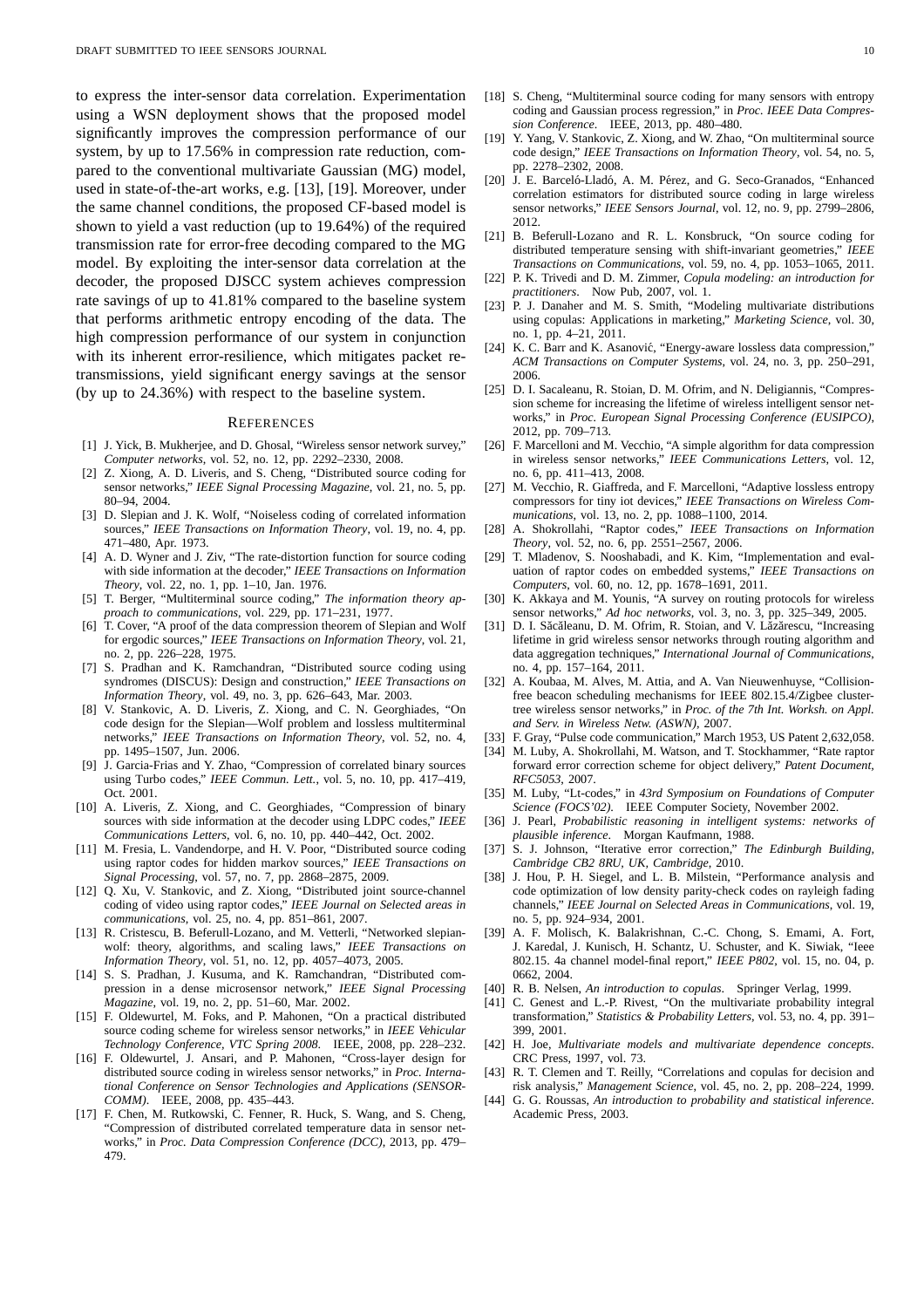to express the inter-sensor data correlation. Experimentation using a WSN deployment shows that the proposed model significantly improves the compression performance of our system, by up to 17.56% in compression rate reduction, compared to the conventional multivariate Gaussian (MG) model, used in state-of-the-art works, e.g. [13], [19]. Moreover, under the same channel conditions, the proposed CF-based model is shown to yield a vast reduction (up to 19.64%) of the required transmission rate for error-free decoding compared to the MG model. By exploiting the inter-sensor data correlation at the decoder, the proposed DJSCC system achieves compression rate savings of up to 41.81% compared to the baseline system that performs arithmetic entropy encoding of the data. The high compression performance of our system in conjunction with its inherent error-resilience, which mitigates packet retransmissions, yield significant energy savings at the sensor (by up to 24.36%) with respect to the baseline system.

## References

[1] J. Yick, B. Mukherjee, and D. Ghosal, "Wireless sensor network survey," *Computer networks*, vol. 52, no. 12, pp. 2292–2330, 2008.

[2] Z. Xiong, A. D. Liveris, and S. Cheng, "Distributed source coding for sensor networks," *IEEE Signal Processing Magazine*, vol. 21, no. 5, pp. 80–94, 2004.

[3] D. Slepian and J. K. Wolf, "Noiseless coding of correlated information sources," *IEEE Transactions on Information Theory*, vol. 19, no. 4, pp. 471–480, Apr. 1973.

[4] A. D. Wyner and J. Ziv, "The rate-distortion function for source coding with side information at the decoder," *IEEE Transactions on Information Theory*, vol. 22, no. 1, pp. 1–10, Jan. 1976.

[5] T. Berger, "Multiterminal source coding," *The information theory approach to communications*, vol. 229, pp. 171–231, 1977.

[6] T. Cover, "A proof of the data compression theorem of Slepian and Wolf for ergodic sources," *IEEE Transactions on Information Theory*, vol. 21, no. 2, pp. 226–228, 1975.

[7] S. Pradhan and K. Ramchandran, "Distributed source coding using syndromes (DISCUS): Design and construction," *IEEE Transactions on Information Theory*, vol. 49, no. 3, pp. 626–643, Mar. 2003.

[8] V. Stankovic, A. D. Liveris, Z. Xiong, and C. N. Georghiades, "On code design for the Slepian—Wolf problem and lossless multiterminal networks," *IEEE Transactions on Information Theory*, vol. 52, no. 4, pp. 1495–1507, Jun. 2006.

[9] J. Garcia-Frias and Y. Zhao, "Compression of correlated binary sources using Turbo codes," *IEEE Commun. Lett.*, vol. 5, no. 10, pp. 417–419, Oct. 2001.

[10] A. Liveris, Z. Xiong, and C. Georghiades, "Compression of binary sources with side information at the decoder using LDPC codes," *IEEE Communications Letters*, vol. 6, no. 10, pp. 440–442, Oct. 2002.

[11] M. Fresia, L. Vandendorpe, and H. V. Poor, "Distributed source coding using raptor codes for hidden markov sources," *IEEE Transactions on Signal Processing*, vol. 57, no. 7, pp. 2868–2875, 2009.

[12] Q. Xu, V. Stankovic, and Z. Xiong, "Distributed joint source-channel coding of video using raptor codes," *IEEE Journal on Selected areas in communications*, vol. 25, no. 4, pp. 851–861, 2007.

[13] R. Cristescu, B. Beferull-Lozano, and M. Vetterli, "Networked slepian-wolf: theory, algorithms, and scaling laws," *IEEE Transactions on Information Theory*, vol. 51, no. 12, pp. 4057–4073, 2005.

[14] S. S. Pradhan, J. Kusuma, and K. Ramchandran, "Distributed compression in a dense microsensor network," *IEEE Signal Processing Magazine*, vol. 19, no. 2, pp. 51–60, Mar. 2002.

[15] F. Oldewurtel, M. Foks, and P. Mahonen, "On a practical distributed source coding scheme for wireless sensor networks," in *IEEE Vehicular Technology Conference, VTC Spring 2008*. IEEE, 2008, pp. 228–232.

[16] F. Oldewurtel, J. Ansari, and P. Mahonen, "Cross-layer design for distributed source coding in wireless sensor networks," in *Proc. International Conference on Sensor Technologies and Applications (SENSORCOMM)*. IEEE, 2008, pp. 435–443.

[17] F. Chen, M. Rutkowski, C. Fenner, R. Huck, S. Wang, and S. Cheng, "Compression of distributed correlated temperature data in sensor networks," in *Proc. Data Compression Conference (DCC)*, 2013, pp. 479–479.

[18] S. Cheng, "Multiterminal source coding for many sensors with entropy coding and Gaussian process regression," in *Proc. IEEE Data Compression Conference*. IEEE, 2013, pp. 480–480.

[19] Y. Yang, V. Stankovic, Z. Xiong, and W. Zhao, "On multiterminal source code design," *IEEE Transactions on Information Theory*, vol. 54, no. 5, pp. 2278–2302, 2008.

[20] J. E. Barceló-Lladó, A. M. Pérez, and G. Seco-Granados, "Enhanced correlation estimators for distributed source coding in large wireless sensor networks," *IEEE Sensors Journal*, vol. 12, no. 9, pp. 2799–2806, 2012.

[21] B. Beferull-Lozano and R. L. Konsbruck, "On source coding for distributed temperature sensing with shift-invariant geometries," *IEEE Transactions on Communications*, vol. 59, no. 4, pp. 1053–1065, 2011.

[22] P. K. Trivedi and D. M. Zimmer, *Copula modeling: an introduction for practitioners*. Now Pub, 2007, vol. 1.

[23] P. J. Danaher and M. S. Smith, "Modeling multivariate distributions using copulas: Applications in marketing," *Marketing Science*, vol. 30, no. 1, pp. 4–21, 2011.

[24] K. C. Barr and K. Asanović, "Energy-aware lossless data compression," *ACM Transactions on Computer Systems*, vol. 24, no. 3, pp. 250–291, 2006.

[25] D. I. Sacaleanu, R. Stoian, D. M. Ofrim, and N. Deligiannis, "Compression scheme for increasing the lifetime of wireless intelligent sensor networks," in *Proc. European Signal Processing Conference (EUSIPCO)*, 2012, pp. 709–713.

[26] F. Marcelloni and M. Vecchio, "A simple algorithm for data compression in wireless sensor networks," *IEEE Communications Letters*, vol. 12, no. 6, pp. 411–413, 2008.

[27] M. Vecchio, R. Giaffreda, and F. Marcelloni, "Adaptive lossless entropy compressors for tiny iot devices," *IEEE Transactions on Wireless Communications*, vol. 13, no. 2, pp. 1088–1100, 2014.

[28] A. Shokrollahi, "Raptor codes," *IEEE Transactions on Information Theory*, vol. 52, no. 6, pp. 2551–2567, 2006.

[29] T. Mladenov, S. Nooshabadi, and K. Kim, "Implementation and evaluation of raptor codes on embedded systems," *IEEE Transactions on Computers*, vol. 60, no. 12, pp. 1678–1691, 2011.

[30] K. Akkaya and M. Younis, "A survey on routing protocols for wireless sensor networks," *Ad hoc networks*, vol. 3, no. 3, pp. 325–349, 2005.

[31] D. I. Săcăleanu, D. M. Ofrim, R. Stoian, and V. Lăzărescu, "Increasing lifetime in grid wireless sensor networks through routing algorithm and data aggregation techniques," *International Journal of Communications*, no. 4, pp. 157–164, 2011.

[32] A. Koubaa, M. Alves, M. Attia, and A. Van Nieuwenhuyse, "Collision-free beacon scheduling mechanisms for IEEE 802.15.4/Zigbee cluster-tree wireless sensor networks," in *Proc. of the 7th Int. Worksh. on Appl. and Serv. in Wireless Netw. (ASWN)*, 2007.

[33] F. Gray, "Pulse code communication," March 1953, US Patent 2,632,058.

[34] M. Luby, A. Shokrollahi, M. Watson, and T. Stockhammer, "Rate raptor forward error correction scheme for object delivery," *Patent Document, RFC5053*, 2007.

[35] M. Luby, "Lt-codes," in *43rd Symposium on Foundations of Computer Science (FOCS'02)*. IEEE Computer Society, November 2002.

[36] J. Pearl, *Probabilistic reasoning in intelligent systems: networks of plausible inference*. Morgan Kaufmann, 1988.

[37] S. J. Johnson, "Iterative error correction," *The Edinburgh Building, Cambridge CB2 8RU, UK, Cambridge*, 2010.

[38] J. Hou, P. H. Siegel, and L. B. Milstein, "Performance analysis and code optimization of low density parity-check codes on rayleigh fading channels," *IEEE Journal on Selected Areas in Communications*, vol. 19, no. 5, pp. 924–934, 2001.

[39] A. F. Molisch, K. Balakrishnan, C.-C. Chong, S. Emami, A. Fort, J. Karedal, J. Kunisch, H. Schantz, U. Schuster, and K. Siwiak, "Ieee 802.15. 4a channel model-final report," *IEEE P802*, vol. 15, no. 04, p. 0662, 2004.

[40] R. B. Nelsen, *An introduction to copulas*. Springer Verlag, 1999.

[41] C. Genest and L.-P. Rivest, "On the multivariate probability integral transformation," *Statistics & Probability Letters*, vol. 53, no. 4, pp. 391–399, 2001.

[42] H. Joe, *Multivariate models and multivariate dependence concepts*. CRC Press, 1997, vol. 73.

[43] R. T. Clemen and T. Reilly, "Correlations and copulas for decision and risk analysis," *Management Science*, vol. 45, no. 2, pp. 208–224, 1999.

[44] G. G. Roussas, *An introduction to probability and statistical inference*. Academic Press, 2003.